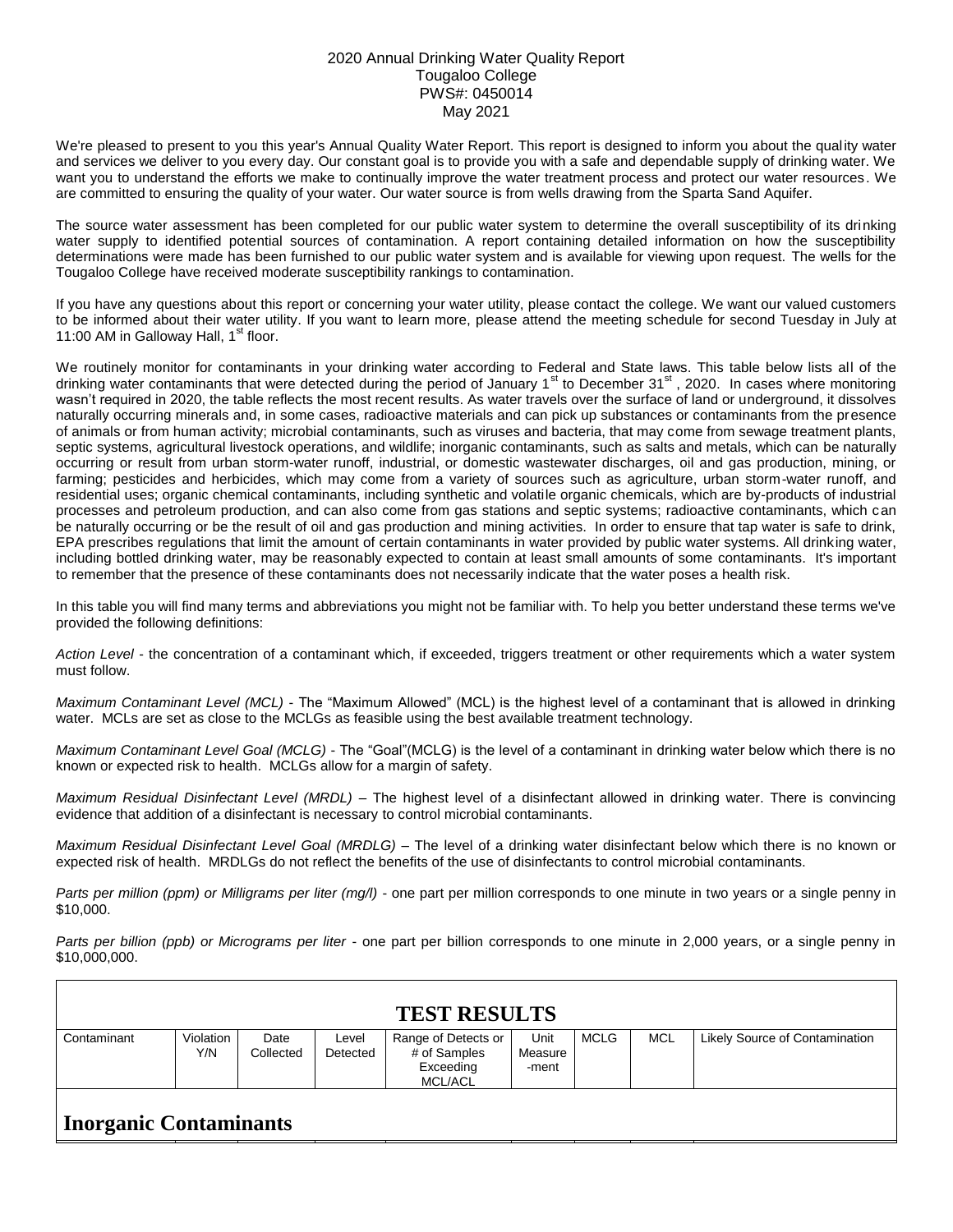2020 Annual Drinking Water Quality Report
Tougaloo College
PWS#: 0450014
May 2021

We're pleased to present to you this year's Annual Quality Water Report. This report is designed to inform you about the quality water and services we deliver to you every day. Our constant goal is to provide you with a safe and dependable supply of drinking water. We want you to understand the efforts we make to continually improve the water treatment process and protect our water resources. We are committed to ensuring the quality of your water. Our water source is from wells drawing from the Sparta Sand Aquifer.

The source water assessment has been completed for our public water system to determine the overall susceptibility of its drinking water supply to identified potential sources of contamination. A report containing detailed information on how the susceptibility determinations were made has been furnished to our public water system and is available for viewing upon request. The wells for the Tougaloo College have received moderate susceptibility rankings to contamination.

If you have any questions about this report or concerning your water utility, please contact the college. We want our valued customers to be informed about their water utility. If you want to learn more, please attend the meeting schedule for second Tuesday in July at 11:00 AM in Galloway Hall, 1st floor.

We routinely monitor for contaminants in your drinking water according to Federal and State laws. This table below lists all of the drinking water contaminants that were detected during the period of January 1st to December 31st, 2020. In cases where monitoring wasn't required in 2020, the table reflects the most recent results. As water travels over the surface of land or underground, it dissolves naturally occurring minerals and, in some cases, radioactive materials and can pick up substances or contaminants from the presence of animals or from human activity; microbial contaminants, such as viruses and bacteria, that may come from sewage treatment plants, septic systems, agricultural livestock operations, and wildlife; inorganic contaminants, such as salts and metals, which can be naturally occurring or result from urban storm-water runoff, industrial, or domestic wastewater discharges, oil and gas production, mining, or farming; pesticides and herbicides, which may come from a variety of sources such as agriculture, urban storm-water runoff, and residential uses; organic chemical contaminants, including synthetic and volatile organic chemicals, which are by-products of industrial processes and petroleum production, and can also come from gas stations and septic systems; radioactive contaminants, which can be naturally occurring or be the result of oil and gas production and mining activities. In order to ensure that tap water is safe to drink, EPA prescribes regulations that limit the amount of certain contaminants in water provided by public water systems. All drinking water, including bottled drinking water, may be reasonably expected to contain at least small amounts of some contaminants. It's important to remember that the presence of these contaminants does not necessarily indicate that the water poses a health risk.

In this table you will find many terms and abbreviations you might not be familiar with. To help you better understand these terms we've provided the following definitions:

*Action Level* - the concentration of a contaminant which, if exceeded, triggers treatment or other requirements which a water system must follow.

*Maximum Contaminant Level (MCL)* - The "Maximum Allowed" (MCL) is the highest level of a contaminant that is allowed in drinking water. MCLs are set as close to the MCLGs as feasible using the best available treatment technology.

*Maximum Contaminant Level Goal (MCLG)* - The "Goal"(MCLG) is the level of a contaminant in drinking water below which there is no known or expected risk to health. MCLGs allow for a margin of safety.

*Maximum Residual Disinfectant Level (MRDL)* – The highest level of a disinfectant allowed in drinking water. There is convincing evidence that addition of a disinfectant is necessary to control microbial contaminants.

*Maximum Residual Disinfectant Level Goal (MRDLG)* – The level of a drinking water disinfectant below which there is no known or expected risk of health. MRDLGs do not reflect the benefits of the use of disinfectants to control microbial contaminants.

*Parts per million (ppm) or Milligrams per liter (mg/l)* - one part per million corresponds to one minute in two years or a single penny in $10,000.

*Parts per billion (ppb) or Micrograms per liter* - one part per billion corresponds to one minute in 2,000 years, or a single penny in $10,000,000.

## TEST RESULTS

| Contaminant | Violation Y/N | Date Collected | Level Detected | Range of Detects or # of Samples Exceeding MCL/ACL | Unit Measure -ment | MCLG | MCL | Likely Source of Contamination |
|---|---|---|---|---|---|---|---|---|
| **Inorganic Contaminants** | | | | | | | | |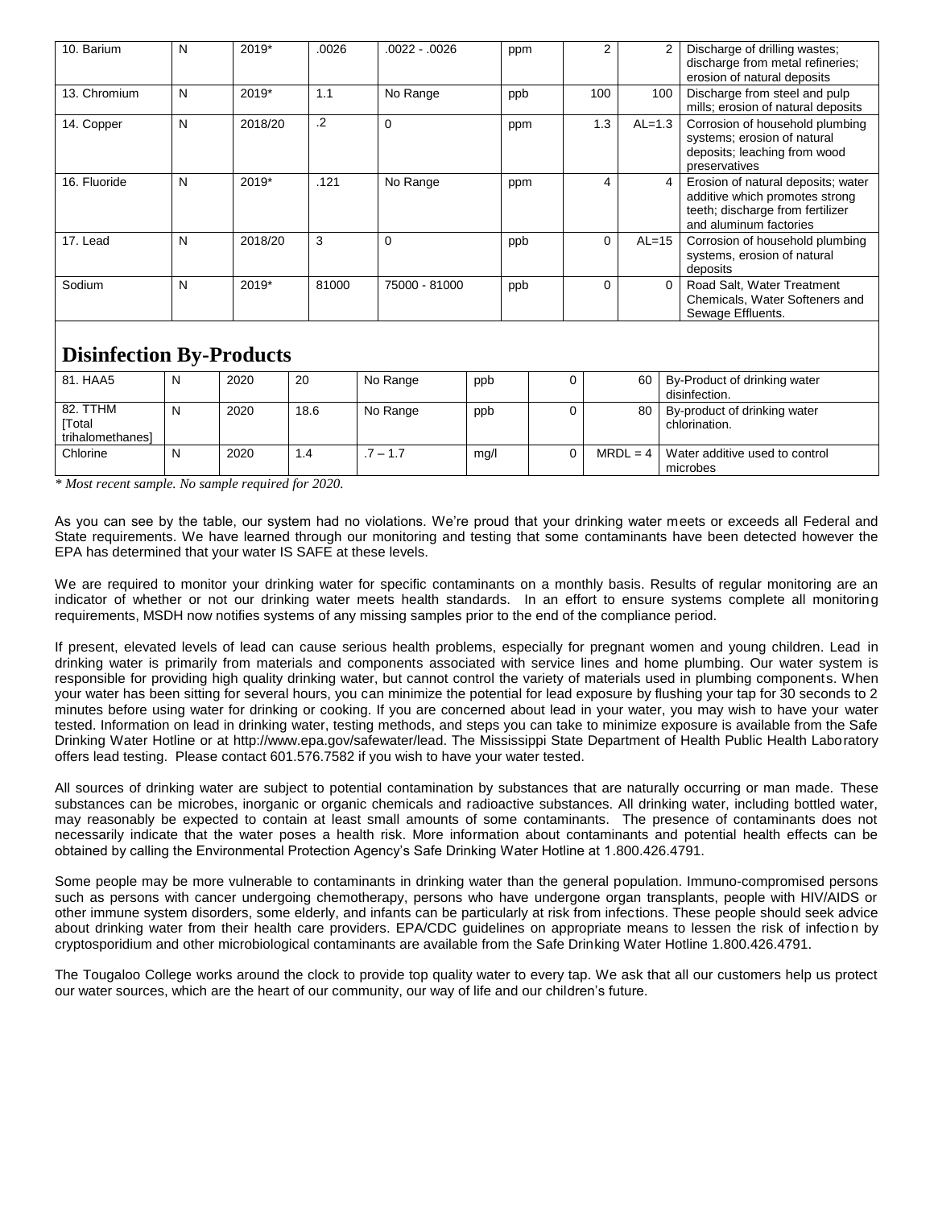| | | | | | | | | |
|---|---|---|---|---|---|---|---|---|
| 10. Barium | N | 2019* | .0026 | .0022 - .0026 | ppm | 2 | 2 | Discharge of drilling wastes; discharge from metal refineries; erosion of natural deposits |
| 13. Chromium | N | 2019* | 1.1 | No Range | ppb | 100 | 100 | Discharge from steel and pulp mills; erosion of natural deposits |
| 14. Copper | N | 2018/20 | .2 | 0 | ppm | 1.3 | AL=1.3 | Corrosion of household plumbing systems; erosion of natural deposits; leaching from wood preservatives |
| 16. Fluoride | N | 2019* | .121 | No Range | ppm | 4 | 4 | Erosion of natural deposits; water additive which promotes strong teeth; discharge from fertilizer and aluminum factories |
| 17. Lead | N | 2018/20 | 3 | 0 | ppb | 0 | AL=15 | Corrosion of household plumbing systems, erosion of natural deposits |
| Sodium | N | 2019* | 81000 | 75000 - 81000 | ppb | 0 | 0 | Road Salt, Water Treatment Chemicals, Water Softeners and Sewage Effluents. |

## Disinfection By-Products

| | | | | | | | | |
|---|---|---|---|---|---|---|---|---|
| 81. HAA5 | N | 2020 | 20 | No Range | ppb | 0 | 60 | By-Product of drinking water disinfection. |
| 82. TTHM [Total trihalomethanes] | N | 2020 | 18.6 | No Range | ppb | 0 | 80 | By-product of drinking water chlorination. |
| Chlorine | N | 2020 | 1.4 | .7 – 1.7 | mg/l | 0 | MRDL = 4 | Water additive used to control microbes |

*\* Most recent sample. No sample required for 2020.*

As you can see by the table, our system had no violations. We're proud that your drinking water meets or exceeds all Federal and State requirements. We have learned through our monitoring and testing that some contaminants have been detected however the EPA has determined that your water IS SAFE at these levels.

We are required to monitor your drinking water for specific contaminants on a monthly basis. Results of regular monitoring are an indicator of whether or not our drinking water meets health standards. In an effort to ensure systems complete all monitoring requirements, MSDH now notifies systems of any missing samples prior to the end of the compliance period.

If present, elevated levels of lead can cause serious health problems, especially for pregnant women and young children. Lead in drinking water is primarily from materials and components associated with service lines and home plumbing. Our water system is responsible for providing high quality drinking water, but cannot control the variety of materials used in plumbing components. When your water has been sitting for several hours, you can minimize the potential for lead exposure by flushing your tap for 30 seconds to 2 minutes before using water for drinking or cooking. If you are concerned about lead in your water, you may wish to have your water tested. Information on lead in drinking water, testing methods, and steps you can take to minimize exposure is available from the Safe Drinking Water Hotline or at http://www.epa.gov/safewater/lead. The Mississippi State Department of Health Public Health Laboratory offers lead testing. Please contact 601.576.7582 if you wish to have your water tested.

All sources of drinking water are subject to potential contamination by substances that are naturally occurring or man made. These substances can be microbes, inorganic or organic chemicals and radioactive substances. All drinking water, including bottled water, may reasonably be expected to contain at least small amounts of some contaminants. The presence of contaminants does not necessarily indicate that the water poses a health risk. More information about contaminants and potential health effects can be obtained by calling the Environmental Protection Agency's Safe Drinking Water Hotline at 1.800.426.4791.

Some people may be more vulnerable to contaminants in drinking water than the general population. Immuno-compromised persons such as persons with cancer undergoing chemotherapy, persons who have undergone organ transplants, people with HIV/AIDS or other immune system disorders, some elderly, and infants can be particularly at risk from infections. These people should seek advice about drinking water from their health care providers. EPA/CDC guidelines on appropriate means to lessen the risk of infection by cryptosporidium and other microbiological contaminants are available from the Safe Drinking Water Hotline 1.800.426.4791.

The Tougaloo College works around the clock to provide top quality water to every tap. We ask that all our customers help us protect our water sources, which are the heart of our community, our way of life and our children's future.